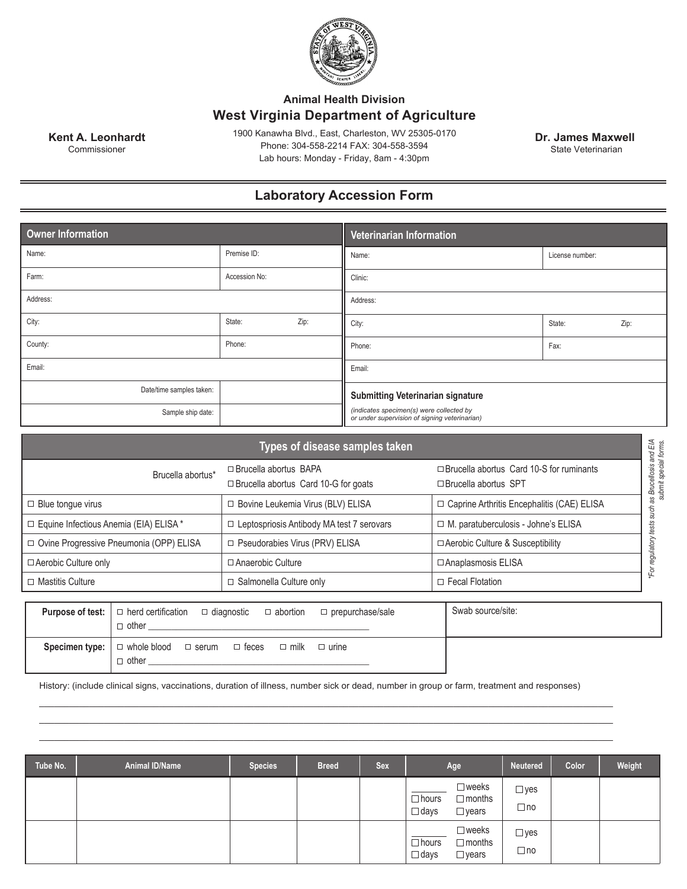Animal Health Division

# West Virginia Department of Agriculture

**Kent A. Leonhardt**
Commissioner

1900 Kanawha Blvd., East, Charleston, WV 25305-0170
Phone: 304-558-2214 FAX: 304-558-3594
Lab hours: Monday - Friday, 8am - 4:30pm

**Dr. James Maxwell**
State Veterinarian

## Laboratory Accession Form

| Owner Information | |
|---|---|
| Name: | Premise ID: |
| Farm: | Accession No: |
| Address: | |
| City: | State: Zip: |
| County: | Phone: |
| Email: | |
| Date/time samples taken: | |
| Sample ship date: | |

| Veterinarian Information | |
|---|---|
| Name: | License number: |
| Clinic: | |
| Address: | |
| City: | State: Zip: |
| Phone: | Fax: |
| Email: | |

**Submitting Veterinarian signature**
*(indicates specimen(s) were collected by or under supervision of signing veterinarian)*

| Types of disease samples taken | | |
|---|---|---|
| Brucella abortus* | ☐ Brucella abortus BAPA<br>☐ Brucella abortus Card 10-G for goats | ☐ Brucella abortus Card 10-S for ruminants<br>☐ Brucella abortus SPT |
| ☐ Blue tongue virus | ☐ Bovine Leukemia Virus (BLV) ELISA | ☐ Caprine Arthritis Encephalitis (CAE) ELISA |
| ☐ Equine Infectious Anemia (EIA) ELISA * | ☐ Leptospriosis Antibody MA test 7 serovars | ☐ M. paratuberculosis - Johne's ELISA |
| ☐ Ovine Progressive Pneumonia (OPP) ELISA | ☐ Pseudorabies Virus (PRV) ELISA | ☐ Aerobic Culture & Susceptibility |
| ☐ Aerobic Culture only | ☐ Anaerobic Culture | ☐ Anaplasmosis ELISA |
| ☐ Mastitis Culture | ☐ Salmonella Culture only | ☐ Fecal Flotation |

*\*For regulatory tests such as Brucellosis and EIA submit special forms.*

| | | |
|---|---|---|
| **Purpose of test:** | ☐ herd certification ☐ diagnostic ☐ abortion ☐ prepurchase/sale<br>☐ other ______________________________ | Swab source/site: |
| **Specimen type:** | ☐ whole blood ☐ serum ☐ feces ☐ milk ☐ urine<br>☐ other ______________________________ | |

History: (include clinical signs, vaccinations, duration of illness, number sick or dead, number in group or farm, treatment and responses)

______________________________________________________________________

______________________________________________________________________

______________________________________________________________________

| Tube No. | Animal ID/Name | Species | Breed | Sex | Age | Neutered | Color | Weight |
|---|---|---|---|---|---|---|---|---|
| | | | | | _______ ☐ hours ☐ days ☐ weeks ☐ months ☐ years | ☐ yes ☐ no | | |
| | | | | | _______ ☐ hours ☐ days ☐ weeks ☐ months ☐ years | ☐ yes ☐ no | | |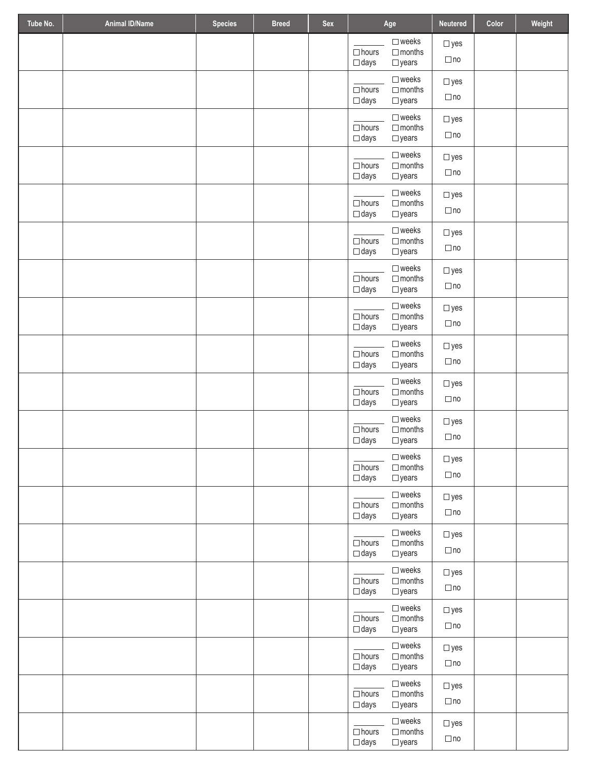| Tube No. | Animal ID/Name | Species | Breed | Sex | Age | Neutered | Color | Weight |
|---|---|---|---|---|---|---|---|---|
| | | | | | _______ ☐ weeks ☐ hours ☐ months ☐ days ☐ years | ☐ yes ☐ no | | |
| | | | | | _______ ☐ weeks ☐ hours ☐ months ☐ days ☐ years | ☐ yes ☐ no | | |
| | | | | | _______ ☐ weeks ☐ hours ☐ months ☐ days ☐ years | ☐ yes ☐ no | | |
| | | | | | _______ ☐ weeks ☐ hours ☐ months ☐ days ☐ years | ☐ yes ☐ no | | |
| | | | | | _______ ☐ weeks ☐ hours ☐ months ☐ days ☐ years | ☐ yes ☐ no | | |
| | | | | | _______ ☐ weeks ☐ hours ☐ months ☐ days ☐ years | ☐ yes ☐ no | | |
| | | | | | _______ ☐ weeks ☐ hours ☐ months ☐ days ☐ years | ☐ yes ☐ no | | |
| | | | | | _______ ☐ weeks ☐ hours ☐ months ☐ days ☐ years | ☐ yes ☐ no | | |
| | | | | | _______ ☐ weeks ☐ hours ☐ months ☐ days ☐ years | ☐ yes ☐ no | | |
| | | | | | _______ ☐ weeks ☐ hours ☐ months ☐ days ☐ years | ☐ yes ☐ no | | |
| | | | | | _______ ☐ weeks ☐ hours ☐ months ☐ days ☐ years | ☐ yes ☐ no | | |
| | | | | | _______ ☐ weeks ☐ hours ☐ months ☐ days ☐ years | ☐ yes ☐ no | | |
| | | | | | _______ ☐ weeks ☐ hours ☐ months ☐ days ☐ years | ☐ yes ☐ no | | |
| | | | | | _______ ☐ weeks ☐ hours ☐ months ☐ days ☐ years | ☐ yes ☐ no | | |
| | | | | | _______ ☐ weeks ☐ hours ☐ months ☐ days ☐ years | ☐ yes ☐ no | | |
| | | | | | _______ ☐ weeks ☐ hours ☐ months ☐ days ☐ years | ☐ yes ☐ no | | |
| | | | | | _______ ☐ weeks ☐ hours ☐ months ☐ days ☐ years | ☐ yes ☐ no | | |
| | | | | | _______ ☐ weeks ☐ hours ☐ months ☐ days ☐ years | ☐ yes ☐ no | | |
| | | | | | _______ ☐ weeks ☐ hours ☐ months ☐ days ☐ years | ☐ yes ☐ no | | |